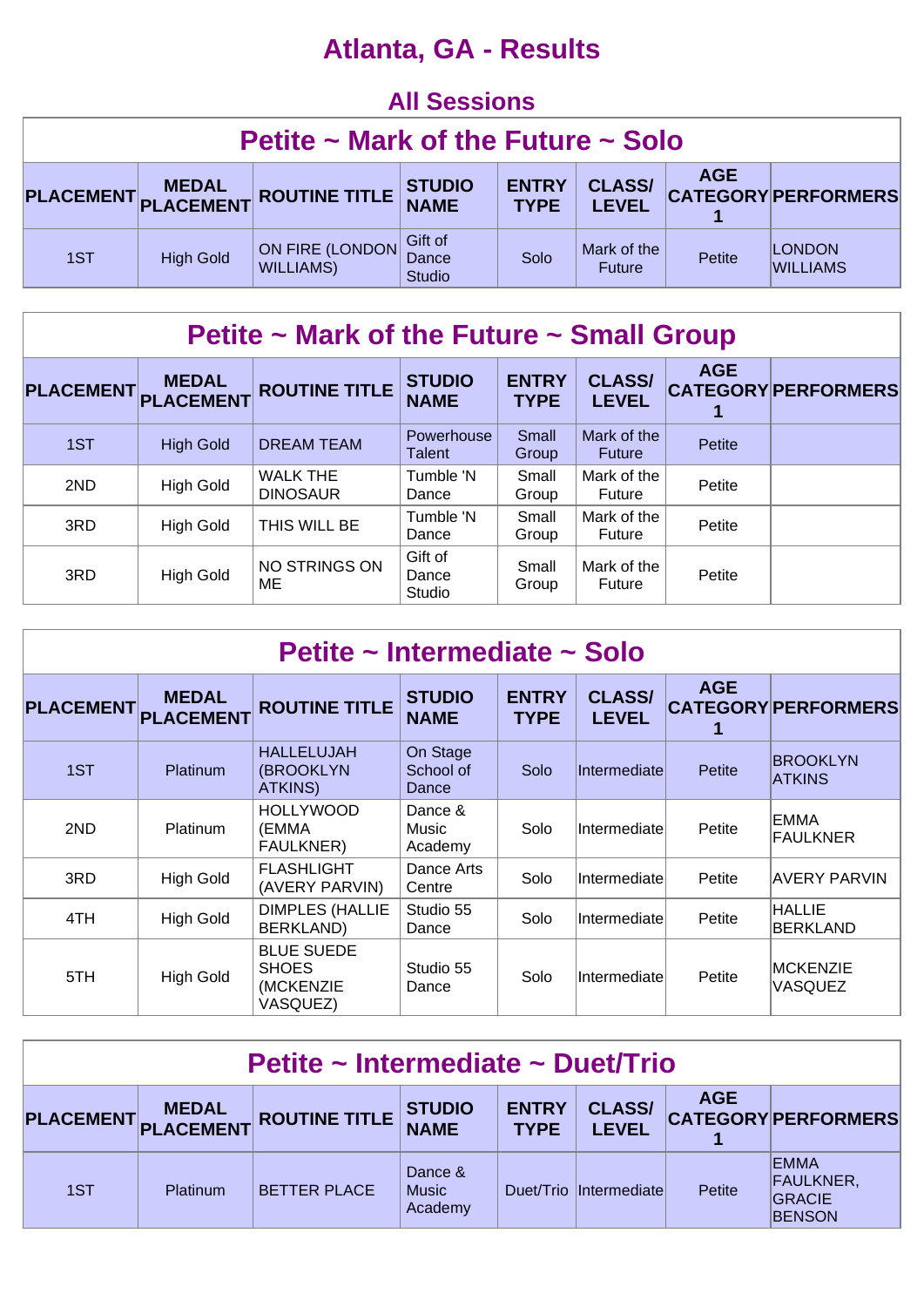# Atlanta, GA - Results

## All Sessions

### Petite ~ Mark of the Future ~ Solo

| PLACEMENT | MEDAL PLACEMENT | ROUTINE TITLE | STUDIO NAME | ENTRY TYPE | CLASS/ LEVEL | AGE CATEGORY 1 | PERFORMERS |
|---|---|---|---|---|---|---|---|
| 1ST | High Gold | ON FIRE (LONDON WILLIAMS) | Gift of Dance Studio | Solo | Mark of the Future | Petite | LONDON WILLIAMS |

### Petite ~ Mark of the Future ~ Small Group

| PLACEMENT | MEDAL PLACEMENT | ROUTINE TITLE | STUDIO NAME | ENTRY TYPE | CLASS/ LEVEL | AGE CATEGORY 1 | PERFORMERS |
|---|---|---|---|---|---|---|---|
| 1ST | High Gold | DREAM TEAM | Powerhouse Talent | Small Group | Mark of the Future | Petite | |
| 2ND | High Gold | WALK THE DINOSAUR | Tumble 'N Dance | Small Group | Mark of the Future | Petite | |
| 3RD | High Gold | THIS WILL BE | Tumble 'N Dance | Small Group | Mark of the Future | Petite | |
| 3RD | High Gold | NO STRINGS ON ME | Gift of Dance Studio | Small Group | Mark of the Future | Petite | |

### Petite ~ Intermediate ~ Solo

| PLACEMENT | MEDAL PLACEMENT | ROUTINE TITLE | STUDIO NAME | ENTRY TYPE | CLASS/ LEVEL | AGE CATEGORY 1 | PERFORMERS |
|---|---|---|---|---|---|---|---|
| 1ST | Platinum | HALLELUJAH (BROOKLYN ATKINS) | On Stage School of Dance | Solo | Intermediate | Petite | BROOKLYN ATKINS |
| 2ND | Platinum | HOLLYWOOD (EMMA FAULKNER) | Dance & Music Academy | Solo | Intermediate | Petite | EMMA FAULKNER |
| 3RD | High Gold | FLASHLIGHT (AVERY PARVIN) | Dance Arts Centre | Solo | Intermediate | Petite | AVERY PARVIN |
| 4TH | High Gold | DIMPLES (HALLIE BERKLAND) | Studio 55 Dance | Solo | Intermediate | Petite | HALLIE BERKLAND |
| 5TH | High Gold | BLUE SUEDE SHOES (MCKENZIE VASQUEZ) | Studio 55 Dance | Solo | Intermediate | Petite | MCKENZIE VASQUEZ |

### Petite ~ Intermediate ~ Duet/Trio

| PLACEMENT | MEDAL PLACEMENT | ROUTINE TITLE | STUDIO NAME | ENTRY TYPE | CLASS/ LEVEL | AGE CATEGORY 1 | PERFORMERS |
|---|---|---|---|---|---|---|---|
| 1ST | Platinum | BETTER PLACE | Dance & Music Academy | Duet/Trio | Intermediate | Petite | EMMA FAULKNER, GRACIE BENSON |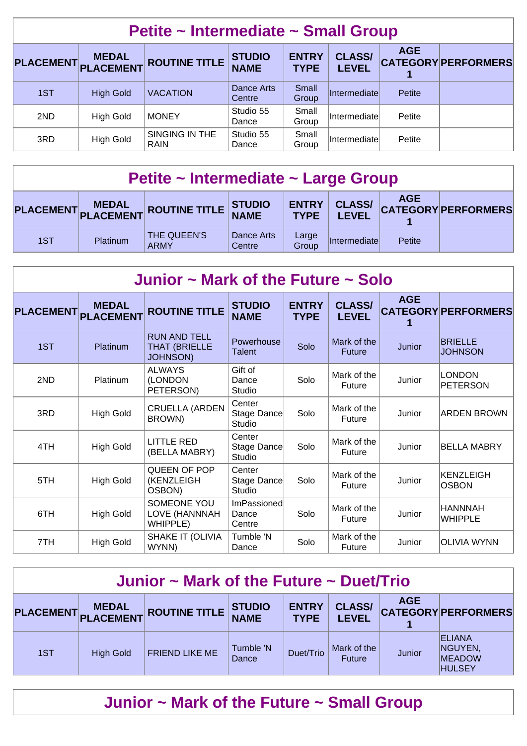## Petite ~ Intermediate ~ Small Group

| PLACEMENT | MEDAL PLACEMENT | ROUTINE TITLE | STUDIO NAME | ENTRY TYPE | CLASS/ LEVEL | AGE CATEGORY 1 | PERFORMERS |
|---|---|---|---|---|---|---|---|
| 1ST | High Gold | VACATION | Dance Arts Centre | Small Group | Intermediate | Petite | |
| 2ND | High Gold | MONEY | Studio 55 Dance | Small Group | Intermediate | Petite | |
| 3RD | High Gold | SINGING IN THE RAIN | Studio 55 Dance | Small Group | Intermediate | Petite | |

## Petite ~ Intermediate ~ Large Group

| PLACEMENT | MEDAL PLACEMENT | ROUTINE TITLE | STUDIO NAME | ENTRY TYPE | CLASS/ LEVEL | AGE CATEGORY 1 | PERFORMERS |
|---|---|---|---|---|---|---|---|
| 1ST | Platinum | THE QUEEN'S ARMY | Dance Arts Centre | Large Group | Intermediate | Petite | |

## Junior ~ Mark of the Future ~ Solo

| PLACEMENT | MEDAL PLACEMENT | ROUTINE TITLE | STUDIO NAME | ENTRY TYPE | CLASS/ LEVEL | AGE CATEGORY 1 | PERFORMERS |
|---|---|---|---|---|---|---|---|
| 1ST | Platinum | RUN AND TELL THAT (BRIELLE JOHNSON) | Powerhouse Talent | Solo | Mark of the Future | Junior | BRIELLE JOHNSON |
| 2ND | Platinum | ALWAYS (LONDON PETERSON) | Gift of Dance Studio | Solo | Mark of the Future | Junior | LONDON PETERSON |
| 3RD | High Gold | CRUELLA (ARDEN BROWN) | Center Stage Dance Studio | Solo | Mark of the Future | Junior | ARDEN BROWN |
| 4TH | High Gold | LITTLE RED (BELLA MABRY) | Center Stage Dance Studio | Solo | Mark of the Future | Junior | BELLA MABRY |
| 5TH | High Gold | QUEEN OF POP (KENZLEIGH OSBON) | Center Stage Dance Studio | Solo | Mark of the Future | Junior | KENZLEIGH OSBON |
| 6TH | High Gold | SOMEONE YOU LOVE (HANNNAH WHIPPLE) | ImPassioned Dance Centre | Solo | Mark of the Future | Junior | HANNNAH WHIPPLE |
| 7TH | High Gold | SHAKE IT (OLIVIA WYNN) | Tumble 'N Dance | Solo | Mark of the Future | Junior | OLIVIA WYNN |

## Junior ~ Mark of the Future ~ Duet/Trio

| PLACEMENT | MEDAL PLACEMENT | ROUTINE TITLE | STUDIO NAME | ENTRY TYPE | CLASS/ LEVEL | AGE CATEGORY 1 | PERFORMERS |
|---|---|---|---|---|---|---|---|
| 1ST | High Gold | FRIEND LIKE ME | Tumble 'N Dance | Duet/Trio | Mark of the Future | Junior | ELIANA NGUYEN, MEADOW HULSEY |

## Junior ~ Mark of the Future ~ Small Group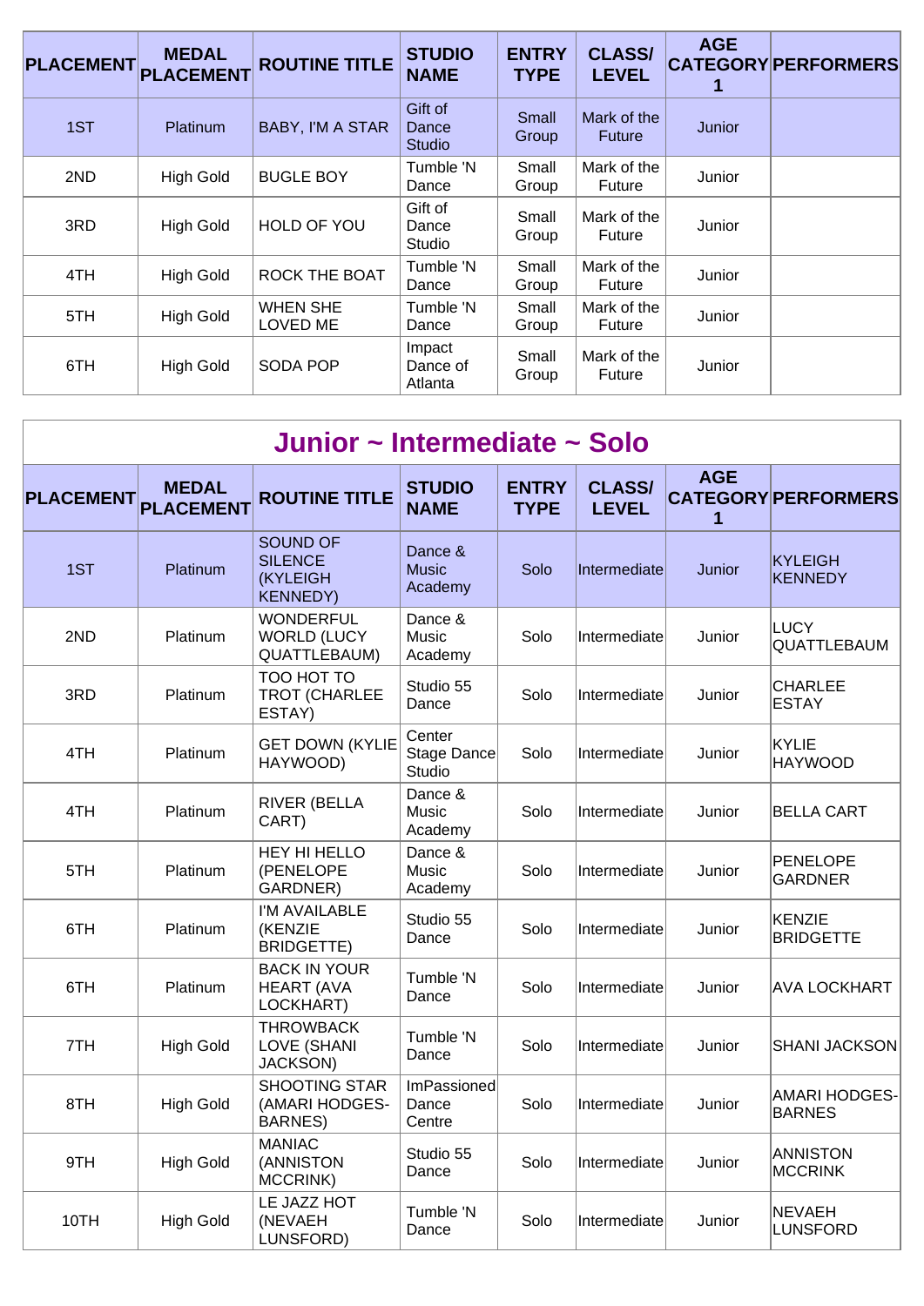| PLACEMENT | MEDAL PLACEMENT | ROUTINE TITLE | STUDIO NAME | ENTRY TYPE | CLASS/ LEVEL | AGE CATEGORY 1 | PERFORMERS |
|---|---|---|---|---|---|---|---|
| 1ST | Platinum | BABY, I'M A STAR | Gift of Dance Studio | Small Group | Mark of the Future | Junior | |
| 2ND | High Gold | BUGLE BOY | Tumble 'N Dance | Small Group | Mark of the Future | Junior | |
| 3RD | High Gold | HOLD OF YOU | Gift of Dance Studio | Small Group | Mark of the Future | Junior | |
| 4TH | High Gold | ROCK THE BOAT | Tumble 'N Dance | Small Group | Mark of the Future | Junior | |
| 5TH | High Gold | WHEN SHE LOVED ME | Tumble 'N Dance | Small Group | Mark of the Future | Junior | |
| 6TH | High Gold | SODA POP | Impact Dance of Atlanta | Small Group | Mark of the Future | Junior | |

## Junior ~ Intermediate ~ Solo

| PLACEMENT | MEDAL PLACEMENT | ROUTINE TITLE | STUDIO NAME | ENTRY TYPE | CLASS/ LEVEL | AGE CATEGORY 1 | PERFORMERS |
|---|---|---|---|---|---|---|---|
| 1ST | Platinum | SOUND OF SILENCE (KYLEIGH KENNEDY) | Dance & Music Academy | Solo | Intermediate | Junior | KYLEIGH KENNEDY |
| 2ND | Platinum | WONDERFUL WORLD (LUCY QUATTLEBAUM) | Dance & Music Academy | Solo | Intermediate | Junior | LUCY QUATTLEBAUM |
| 3RD | Platinum | TOO HOT TO TROT (CHARLEE ESTAY) | Studio 55 Dance | Solo | Intermediate | Junior | CHARLEE ESTAY |
| 4TH | Platinum | GET DOWN (KYLIE HAYWOOD) | Center Stage Dance Studio | Solo | Intermediate | Junior | KYLIE HAYWOOD |
| 4TH | Platinum | RIVER (BELLA CART) | Dance & Music Academy | Solo | Intermediate | Junior | BELLA CART |
| 5TH | Platinum | HEY HI HELLO (PENELOPE GARDNER) | Dance & Music Academy | Solo | Intermediate | Junior | PENELOPE GARDNER |
| 6TH | Platinum | I'M AVAILABLE (KENZIE BRIDGETTE) | Studio 55 Dance | Solo | Intermediate | Junior | KENZIE BRIDGETTE |
| 6TH | Platinum | BACK IN YOUR HEART (AVA LOCKHART) | Tumble 'N Dance | Solo | Intermediate | Junior | AVA LOCKHART |
| 7TH | High Gold | THROWBACK LOVE (SHANI JACKSON) | Tumble 'N Dance | Solo | Intermediate | Junior | SHANI JACKSON |
| 8TH | High Gold | SHOOTING STAR (AMARI HODGES-BARNES) | ImPassioned Dance Centre | Solo | Intermediate | Junior | AMARI HODGES-BARNES |
| 9TH | High Gold | MANIAC (ANNISTON MCCRINK) | Studio 55 Dance | Solo | Intermediate | Junior | ANNISTON MCCRINK |
| 10TH | High Gold | LE JAZZ HOT (NEVAEH LUNSFORD) | Tumble 'N Dance | Solo | Intermediate | Junior | NEVAEH LUNSFORD |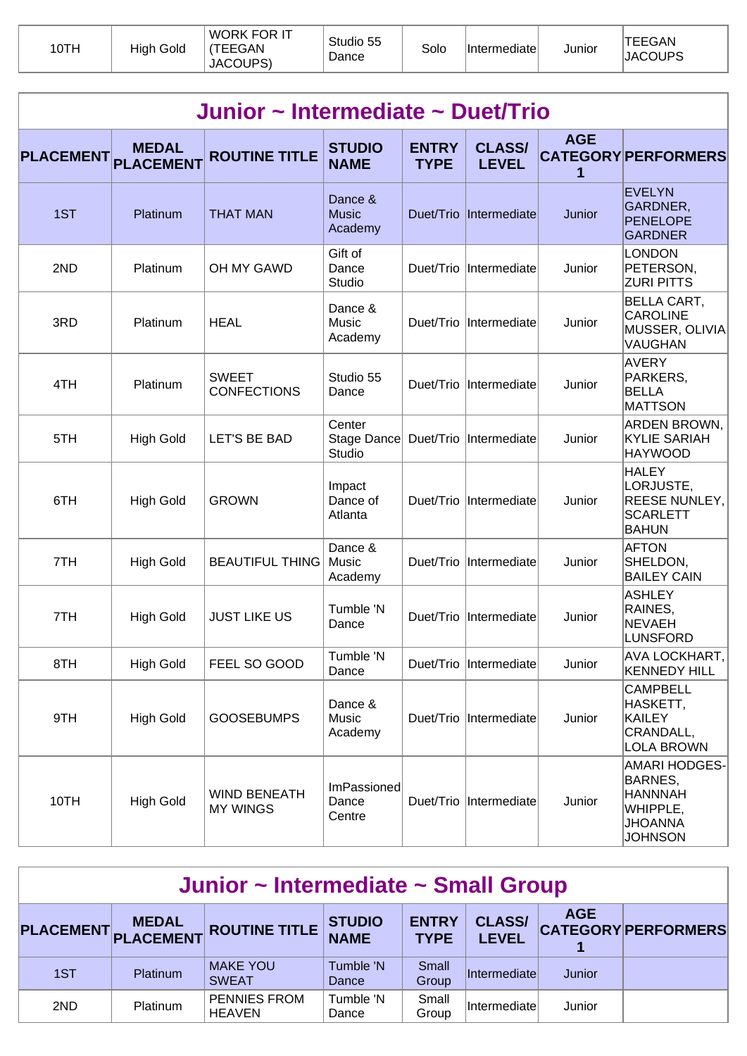| 10TH | High Gold | WORK FOR IT (TEEGAN JACOUPS) | Studio 55 Dance | Solo | Intermediate | Junior | TEEGAN JACOUPS |
|---|---|---|---|---|---|---|---|

## Junior ~ Intermediate ~ Duet/Trio

| PLACEMENT | MEDAL PLACEMENT | ROUTINE TITLE | STUDIO NAME | ENTRY TYPE | CLASS/ LEVEL | AGE CATEGORY 1 | PERFORMERS |
|---|---|---|---|---|---|---|---|
| 1ST | Platinum | THAT MAN | Dance & Music Academy | Duet/Trio | Intermediate | Junior | EVELYN GARDNER, PENELOPE GARDNER |
| 2ND | Platinum | OH MY GAWD | Gift of Dance Studio | Duet/Trio | Intermediate | Junior | LONDON PETERSON, ZURI PITTS |
| 3RD | Platinum | HEAL | Dance & Music Academy | Duet/Trio | Intermediate | Junior | BELLA CART, CAROLINE MUSSER, OLIVIA VAUGHAN |
| 4TH | Platinum | SWEET CONFECTIONS | Studio 55 Dance | Duet/Trio | Intermediate | Junior | AVERY PARKERS, BELLA MATTSON |
| 5TH | High Gold | LET'S BE BAD | Center Stage Dance Studio | Duet/Trio | Intermediate | Junior | ARDEN BROWN, KYLIE SARIAH HAYWOOD |
| 6TH | High Gold | GROWN | Impact Dance of Atlanta | Duet/Trio | Intermediate | Junior | HALEY LORJUSTE, REESE NUNLEY, SCARLETT BAHUN |
| 7TH | High Gold | BEAUTIFUL THING | Dance & Music Academy | Duet/Trio | Intermediate | Junior | AFTON SHELDON, BAILEY CAIN |
| 7TH | High Gold | JUST LIKE US | Tumble 'N Dance | Duet/Trio | Intermediate | Junior | ASHLEY RAINES, NEVAEH LUNSFORD |
| 8TH | High Gold | FEEL SO GOOD | Tumble 'N Dance | Duet/Trio | Intermediate | Junior | AVA LOCKHART, KENNEDY HILL |
| 9TH | High Gold | GOOSEBUMPS | Dance & Music Academy | Duet/Trio | Intermediate | Junior | CAMPBELL HASKETT, KAILEY CRANDALL, LOLA BROWN |
| 10TH | High Gold | WIND BENEATH MY WINGS | ImPassioned Dance Centre | Duet/Trio | Intermediate | Junior | AMARI HODGES-BARNES, HANNNAH WHIPPLE, JHOANNA JOHNSON |

## Junior ~ Intermediate ~ Small Group

| PLACEMENT | MEDAL PLACEMENT | ROUTINE TITLE | STUDIO NAME | ENTRY TYPE | CLASS/ LEVEL | AGE CATEGORY 1 | PERFORMERS |
|---|---|---|---|---|---|---|---|
| 1ST | Platinum | MAKE YOU SWEAT | Tumble 'N Dance | Small Group | Intermediate | Junior | |
| 2ND | Platinum | PENNIES FROM HEAVEN | Tumble 'N Dance | Small Group | Intermediate | Junior | |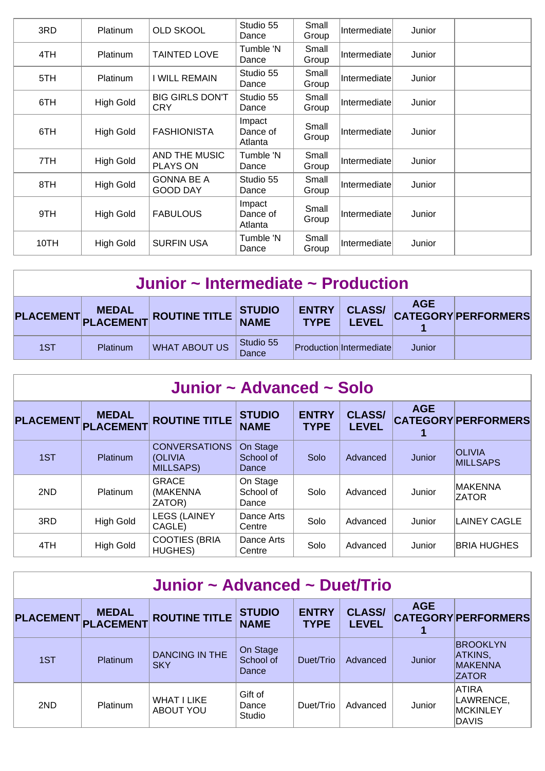| | | | | | | | |
|---|---|---|---|---|---|---|---|
| 3RD | Platinum | OLD SKOOL | Studio 55 Dance | Small Group | Intermediate | Junior | |
| 4TH | Platinum | TAINTED LOVE | Tumble 'N Dance | Small Group | Intermediate | Junior | |
| 5TH | Platinum | I WILL REMAIN | Studio 55 Dance | Small Group | Intermediate | Junior | |
| 6TH | High Gold | BIG GIRLS DON'T CRY | Studio 55 Dance | Small Group | Intermediate | Junior | |
| 6TH | High Gold | FASHIONISTA | Impact Dance of Atlanta | Small Group | Intermediate | Junior | |
| 7TH | High Gold | AND THE MUSIC PLAYS ON | Tumble 'N Dance | Small Group | Intermediate | Junior | |
| 8TH | High Gold | GONNA BE A GOOD DAY | Studio 55 Dance | Small Group | Intermediate | Junior | |
| 9TH | High Gold | FABULOUS | Impact Dance of Atlanta | Small Group | Intermediate | Junior | |
| 10TH | High Gold | SURFIN USA | Tumble 'N Dance | Small Group | Intermediate | Junior | |

## Junior ~ Intermediate ~ Production

| PLACEMENT | MEDAL PLACEMENT | ROUTINE TITLE | STUDIO NAME | ENTRY TYPE | CLASS/ LEVEL | AGE CATEGORY 1 | PERFORMERS |
|---|---|---|---|---|---|---|---|
| 1ST | Platinum | WHAT ABOUT US | Studio 55 Dance | Production | Intermediate | Junior | |

## Junior ~ Advanced ~ Solo

| PLACEMENT | MEDAL PLACEMENT | ROUTINE TITLE | STUDIO NAME | ENTRY TYPE | CLASS/ LEVEL | AGE CATEGORY 1 | PERFORMERS |
|---|---|---|---|---|---|---|---|
| 1ST | Platinum | CONVERSATIONS (OLIVIA MILLSAPS) | On Stage School of Dance | Solo | Advanced | Junior | OLIVIA MILLSAPS |
| 2ND | Platinum | GRACE (MAKENNA ZATOR) | On Stage School of Dance | Solo | Advanced | Junior | MAKENNA ZATOR |
| 3RD | High Gold | LEGS (LAINEY CAGLE) | Dance Arts Centre | Solo | Advanced | Junior | LAINEY CAGLE |
| 4TH | High Gold | COOTIES (BRIA HUGHES) | Dance Arts Centre | Solo | Advanced | Junior | BRIA HUGHES |

## Junior ~ Advanced ~ Duet/Trio

| PLACEMENT | MEDAL PLACEMENT | ROUTINE TITLE | STUDIO NAME | ENTRY TYPE | CLASS/ LEVEL | AGE CATEGORY 1 | PERFORMERS |
|---|---|---|---|---|---|---|---|
| 1ST | Platinum | DANCING IN THE SKY | On Stage School of Dance | Duet/Trio | Advanced | Junior | BROOKLYN ATKINS, MAKENNA ZATOR |
| 2ND | Platinum | WHAT I LIKE ABOUT YOU | Gift of Dance Studio | Duet/Trio | Advanced | Junior | ATIRA LAWRENCE, MCKINLEY DAVIS |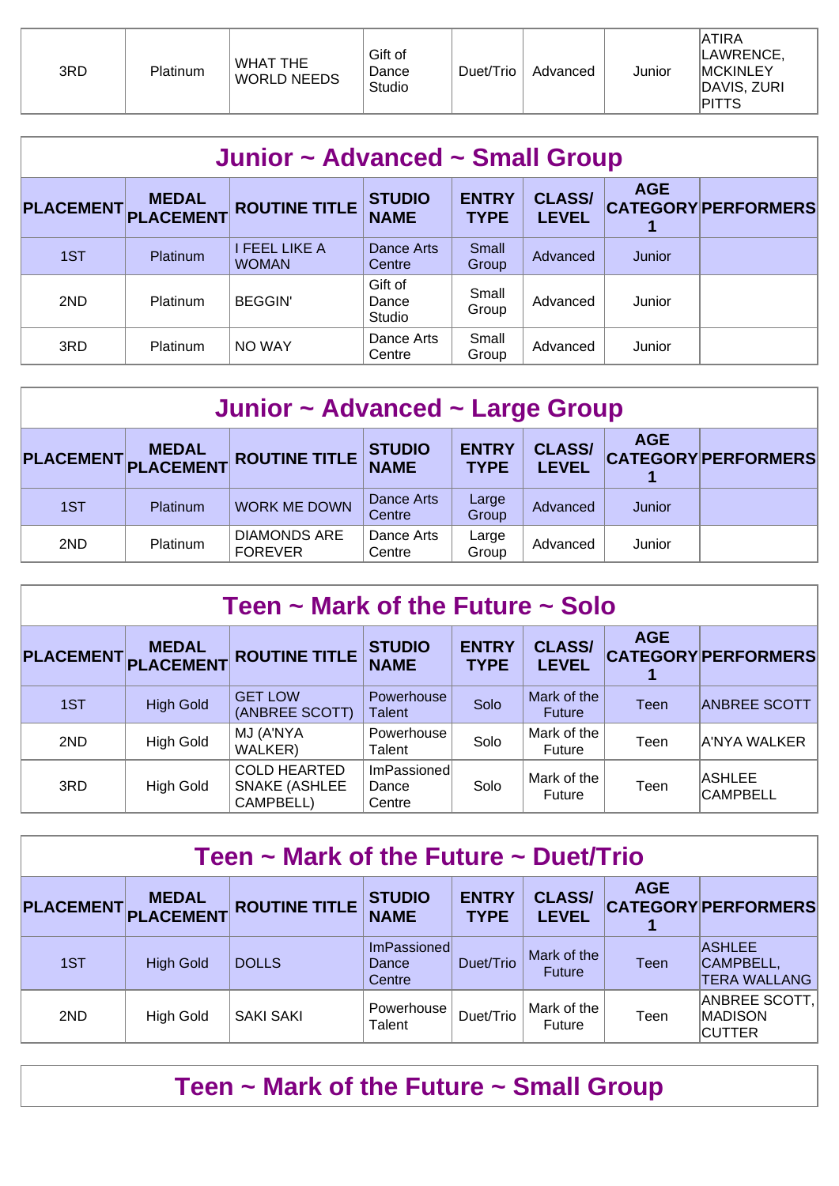| 3RD | Platinum | WHAT THE WORLD NEEDS | Gift of Dance Studio | Duet/Trio | Advanced | Junior | ATIRA LAWRENCE, MCKINLEY DAVIS, ZURI PITTS |
|---|---|---|---|---|---|---|---|

## Junior ~ Advanced ~ Small Group

| PLACEMENT | MEDAL PLACEMENT | ROUTINE TITLE | STUDIO NAME | ENTRY TYPE | CLASS/ LEVEL | AGE CATEGORY 1 | PERFORMERS |
|---|---|---|---|---|---|---|---|
| 1ST | Platinum | I FEEL LIKE A WOMAN | Dance Arts Centre | Small Group | Advanced | Junior | |
| 2ND | Platinum | BEGGIN' | Gift of Dance Studio | Small Group | Advanced | Junior | |
| 3RD | Platinum | NO WAY | Dance Arts Centre | Small Group | Advanced | Junior | |

## Junior ~ Advanced ~ Large Group

| PLACEMENT | MEDAL PLACEMENT | ROUTINE TITLE | STUDIO NAME | ENTRY TYPE | CLASS/ LEVEL | AGE CATEGORY 1 | PERFORMERS |
|---|---|---|---|---|---|---|---|
| 1ST | Platinum | WORK ME DOWN | Dance Arts Centre | Large Group | Advanced | Junior | |
| 2ND | Platinum | DIAMONDS ARE FOREVER | Dance Arts Centre | Large Group | Advanced | Junior | |

## Teen ~ Mark of the Future ~ Solo

| PLACEMENT | MEDAL PLACEMENT | ROUTINE TITLE | STUDIO NAME | ENTRY TYPE | CLASS/ LEVEL | AGE CATEGORY 1 | PERFORMERS |
|---|---|---|---|---|---|---|---|
| 1ST | High Gold | GET LOW (ANBREE SCOTT) | Powerhouse Talent | Solo | Mark of the Future | Teen | ANBREE SCOTT |
| 2ND | High Gold | MJ (A'NYA WALKER) | Powerhouse Talent | Solo | Mark of the Future | Teen | A'NYA WALKER |
| 3RD | High Gold | COLD HEARTED SNAKE (ASHLEE CAMPBELL) | ImPassioned Dance Centre | Solo | Mark of the Future | Teen | ASHLEE CAMPBELL |

## Teen ~ Mark of the Future ~ Duet/Trio

| PLACEMENT | MEDAL PLACEMENT | ROUTINE TITLE | STUDIO NAME | ENTRY TYPE | CLASS/ LEVEL | AGE CATEGORY 1 | PERFORMERS |
|---|---|---|---|---|---|---|---|
| 1ST | High Gold | DOLLS | ImPassioned Dance Centre | Duet/Trio | Mark of the Future | Teen | ASHLEE CAMPBELL, TERA WALLANG |
| 2ND | High Gold | SAKI SAKI | Powerhouse Talent | Duet/Trio | Mark of the Future | Teen | ANBREE SCOTT, MADISON CUTTER |

## Teen ~ Mark of the Future ~ Small Group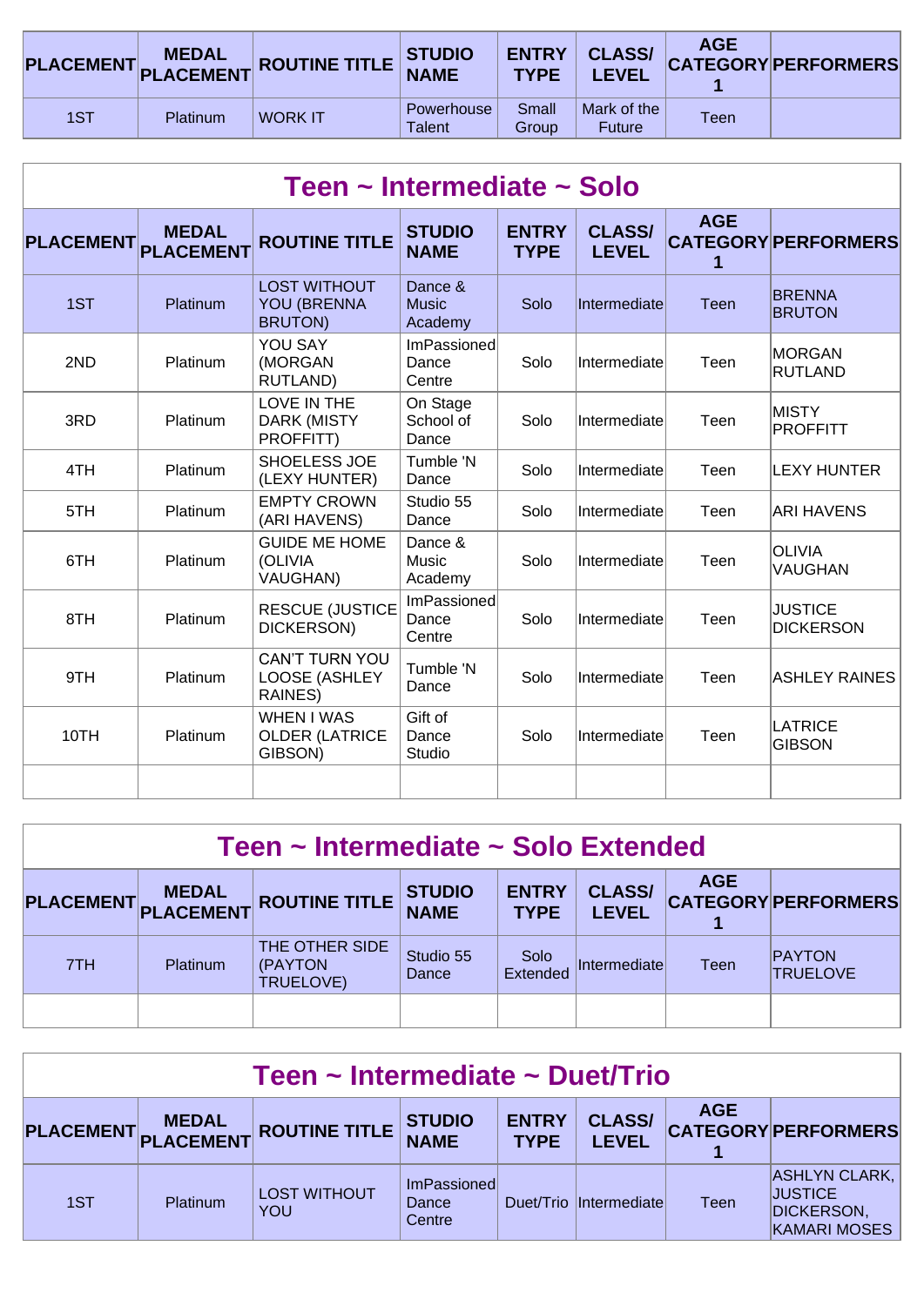| PLACEMENT | MEDAL PLACEMENT | ROUTINE TITLE | STUDIO NAME | ENTRY TYPE | CLASS/ LEVEL | AGE CATEGORY 1 | PERFORMERS |
|---|---|---|---|---|---|---|---|
| 1ST | Platinum | WORK IT | Powerhouse Talent | Small Group | Mark of the Future | Teen | |

## Teen ~ Intermediate ~ Solo

| PLACEMENT | MEDAL PLACEMENT | ROUTINE TITLE | STUDIO NAME | ENTRY TYPE | CLASS/ LEVEL | AGE CATEGORY 1 | PERFORMERS |
|---|---|---|---|---|---|---|---|
| 1ST | Platinum | LOST WITHOUT YOU (BRENNA BRUTON) | Dance & Music Academy | Solo | Intermediate | Teen | BRENNA BRUTON |
| 2ND | Platinum | YOU SAY (MORGAN RUTLAND) | ImPassioned Dance Centre | Solo | Intermediate | Teen | MORGAN RUTLAND |
| 3RD | Platinum | LOVE IN THE DARK (MISTY PROFFITT) | On Stage School of Dance | Solo | Intermediate | Teen | MISTY PROFFITT |
| 4TH | Platinum | SHOELESS JOE (LEXY HUNTER) | Tumble 'N Dance | Solo | Intermediate | Teen | LEXY HUNTER |
| 5TH | Platinum | EMPTY CROWN (ARI HAVENS) | Studio 55 Dance | Solo | Intermediate | Teen | ARI HAVENS |
| 6TH | Platinum | GUIDE ME HOME (OLIVIA VAUGHAN) | Dance & Music Academy | Solo | Intermediate | Teen | OLIVIA VAUGHAN |
| 8TH | Platinum | RESCUE (JUSTICE DICKERSON) | ImPassioned Dance Centre | Solo | Intermediate | Teen | JUSTICE DICKERSON |
| 9TH | Platinum | CAN'T TURN YOU LOOSE (ASHLEY RAINES) | Tumble 'N Dance | Solo | Intermediate | Teen | ASHLEY RAINES |
| 10TH | Platinum | WHEN I WAS OLDER (LATRICE GIBSON) | Gift of Dance Studio | Solo | Intermediate | Teen | LATRICE GIBSON |
| | | | | | | | |

## Teen ~ Intermediate ~ Solo Extended

| PLACEMENT | MEDAL PLACEMENT | ROUTINE TITLE | STUDIO NAME | ENTRY TYPE | CLASS/ LEVEL | AGE CATEGORY 1 | PERFORMERS |
|---|---|---|---|---|---|---|---|
| 7TH | Platinum | THE OTHER SIDE (PAYTON TRUELOVE) | Studio 55 Dance | Solo Extended | Intermediate | Teen | PAYTON TRUELOVE |
| | | | | | | | |

## Teen ~ Intermediate ~ Duet/Trio

| PLACEMENT | MEDAL PLACEMENT | ROUTINE TITLE | STUDIO NAME | ENTRY TYPE | CLASS/ LEVEL | AGE CATEGORY 1 | PERFORMERS |
|---|---|---|---|---|---|---|---|
| 1ST | Platinum | LOST WITHOUT YOU | ImPassioned Dance Centre | Duet/Trio | Intermediate | Teen | ASHLYN CLARK, JUSTICE DICKERSON, KAMARI MOSES |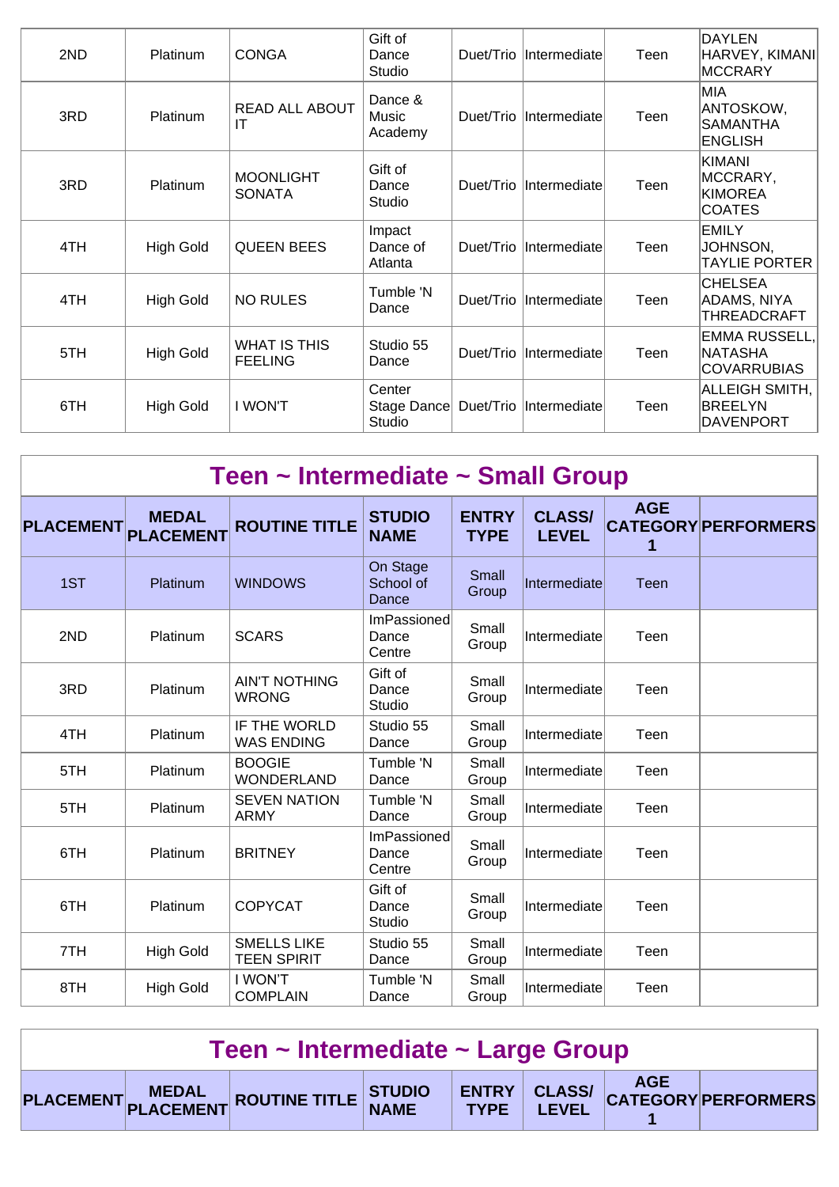| | | | | | | | |
|---|---|---|---|---|---|---|---|
| 2ND | Platinum | CONGA | Gift of Dance Studio | Duet/Trio | Intermediate | Teen | DAYLEN HARVEY, KIMANI MCCRARY |
| 3RD | Platinum | READ ALL ABOUT IT | Dance & Music Academy | Duet/Trio | Intermediate | Teen | MIA ANTOSKOW, SAMANTHA ENGLISH |
| 3RD | Platinum | MOONLIGHT SONATA | Gift of Dance Studio | Duet/Trio | Intermediate | Teen | KIMANI MCCRARY, KIMOREA COATES |
| 4TH | High Gold | QUEEN BEES | Impact Dance of Atlanta | Duet/Trio | Intermediate | Teen | EMILY JOHNSON, TAYLIE PORTER |
| 4TH | High Gold | NO RULES | Tumble 'N Dance | Duet/Trio | Intermediate | Teen | CHELSEA ADAMS, NIYA THREADCRAFT |
| 5TH | High Gold | WHAT IS THIS FEELING | Studio 55 Dance | Duet/Trio | Intermediate | Teen | EMMA RUSSELL, NATASHA COVARRUBIAS |
| 6TH | High Gold | I WON'T | Center Stage Dance Studio | Duet/Trio | Intermediate | Teen | ALLEIGH SMITH, BREELYN DAVENPORT |

## Teen ~ Intermediate ~ Small Group

| PLACEMENT | MEDAL PLACEMENT | ROUTINE TITLE | STUDIO NAME | ENTRY TYPE | CLASS/ LEVEL | AGE CATEGORY 1 | PERFORMERS |
|---|---|---|---|---|---|---|---|
| 1ST | Platinum | WINDOWS | On Stage School of Dance | Small Group | Intermediate | Teen | |
| 2ND | Platinum | SCARS | ImPassioned Dance Centre | Small Group | Intermediate | Teen | |
| 3RD | Platinum | AIN'T NOTHING WRONG | Gift of Dance Studio | Small Group | Intermediate | Teen | |
| 4TH | Platinum | IF THE WORLD WAS ENDING | Studio 55 Dance | Small Group | Intermediate | Teen | |
| 5TH | Platinum | BOOGIE WONDERLAND | Tumble 'N Dance | Small Group | Intermediate | Teen | |
| 5TH | Platinum | SEVEN NATION ARMY | Tumble 'N Dance | Small Group | Intermediate | Teen | |
| 6TH | Platinum | BRITNEY | ImPassioned Dance Centre | Small Group | Intermediate | Teen | |
| 6TH | Platinum | COPYCAT | Gift of Dance Studio | Small Group | Intermediate | Teen | |
| 7TH | High Gold | SMELLS LIKE TEEN SPIRIT | Studio 55 Dance | Small Group | Intermediate | Teen | |
| 8TH | High Gold | I WON'T COMPLAIN | Tumble 'N Dance | Small Group | Intermediate | Teen | |

## Teen ~ Intermediate ~ Large Group

| PLACEMENT | MEDAL PLACEMENT | ROUTINE TITLE | STUDIO NAME | ENTRY TYPE | CLASS/ LEVEL | AGE CATEGORY 1 | PERFORMERS |
|---|---|---|---|---|---|---|---|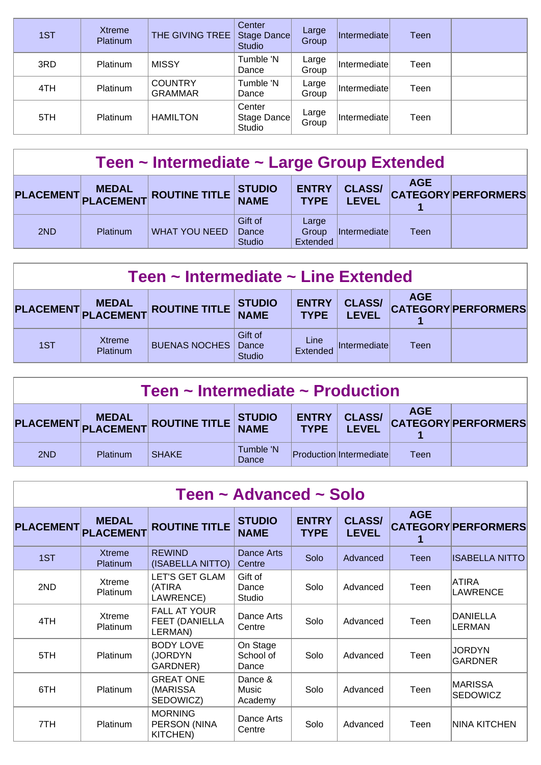| PLACEMENT | MEDAL PLACEMENT | ROUTINE TITLE | STUDIO NAME | ENTRY TYPE | CLASS/ LEVEL | AGE CATEGORY 1 | PERFORMERS |
|---|---|---|---|---|---|---|---|
| 1ST | Xtreme Platinum | THE GIVING TREE | Center Stage Dance Studio | Large Group | Intermediate | Teen | |
| 3RD | Platinum | MISSY | Tumble 'N Dance | Large Group | Intermediate | Teen | |
| 4TH | Platinum | COUNTRY GRAMMAR | Tumble 'N Dance | Large Group | Intermediate | Teen | |
| 5TH | Platinum | HAMILTON | Center Stage Dance Studio | Large Group | Intermediate | Teen | |

## Teen ~ Intermediate ~ Large Group Extended

| PLACEMENT | MEDAL PLACEMENT | ROUTINE TITLE | STUDIO NAME | ENTRY TYPE | CLASS/ LEVEL | AGE CATEGORY 1 | PERFORMERS |
|---|---|---|---|---|---|---|---|
| 2ND | Platinum | WHAT YOU NEED | Gift of Dance Studio | Large Group Extended | Intermediate | Teen | |

## Teen ~ Intermediate ~ Line Extended

| PLACEMENT | MEDAL PLACEMENT | ROUTINE TITLE | STUDIO NAME | ENTRY TYPE | CLASS/ LEVEL | AGE CATEGORY 1 | PERFORMERS |
|---|---|---|---|---|---|---|---|
| 1ST | Xtreme Platinum | BUENAS NOCHES | Gift of Dance Studio | Line Extended | Intermediate | Teen | |

## Teen ~ Intermediate ~ Production

| PLACEMENT | MEDAL PLACEMENT | ROUTINE TITLE | STUDIO NAME | ENTRY TYPE | CLASS/ LEVEL | AGE CATEGORY 1 | PERFORMERS |
|---|---|---|---|---|---|---|---|
| 2ND | Platinum | SHAKE | Tumble 'N Dance | Production | Intermediate | Teen | |

## Teen ~ Advanced ~ Solo

| PLACEMENT | MEDAL PLACEMENT | ROUTINE TITLE | STUDIO NAME | ENTRY TYPE | CLASS/ LEVEL | AGE CATEGORY 1 | PERFORMERS |
|---|---|---|---|---|---|---|---|
| 1ST | Xtreme Platinum | REWIND (ISABELLA NITTO) | Dance Arts Centre | Solo | Advanced | Teen | ISABELLA NITTO |
| 2ND | Xtreme Platinum | LET'S GET GLAM (ATIRA LAWRENCE) | Gift of Dance Studio | Solo | Advanced | Teen | ATIRA LAWRENCE |
| 4TH | Xtreme Platinum | FALL AT YOUR FEET (DANIELLA LERMAN) | Dance Arts Centre | Solo | Advanced | Teen | DANIELLA LERMAN |
| 5TH | Platinum | BODY LOVE (JORDYN GARDNER) | On Stage School of Dance | Solo | Advanced | Teen | JORDYN GARDNER |
| 6TH | Platinum | GREAT ONE (MARISSA SEDOWICZ) | Dance & Music Academy | Solo | Advanced | Teen | MARISSA SEDOWICZ |
| 7TH | Platinum | MORNING PERSON (NINA KITCHEN) | Dance Arts Centre | Solo | Advanced | Teen | NINA KITCHEN |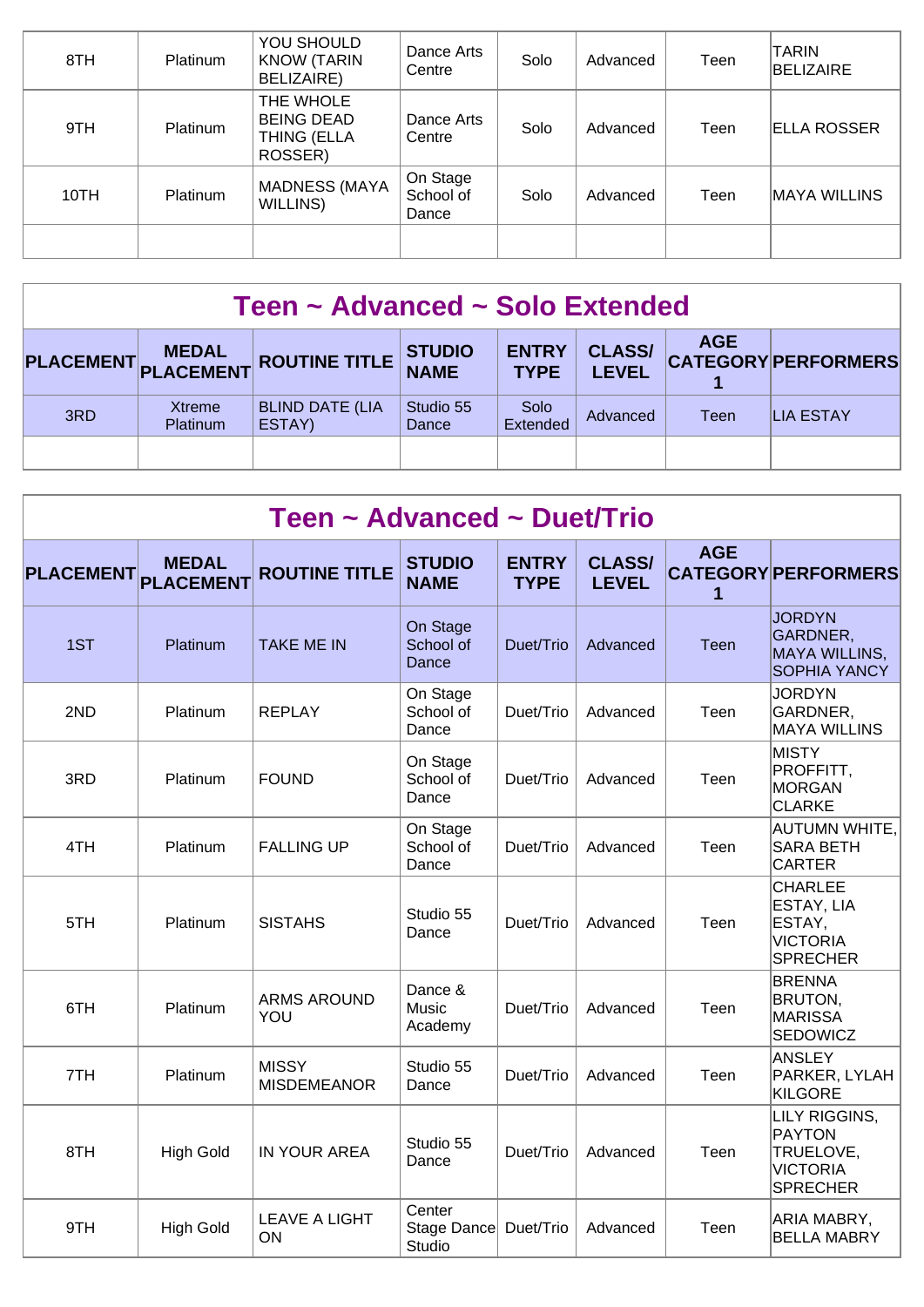| 8TH | Platinum | YOU SHOULD KNOW (TARIN BELIZAIRE) | Dance Arts Centre | Solo | Advanced | Teen | TARIN BELIZAIRE |
|---|---|---|---|---|---|---|---|
| 9TH | Platinum | THE WHOLE BEING DEAD THING (ELLA ROSSER) | Dance Arts Centre | Solo | Advanced | Teen | ELLA ROSSER |
| 10TH | Platinum | MADNESS (MAYA WILLINS) | On Stage School of Dance | Solo | Advanced | Teen | MAYA WILLINS |
| | | | | | | | |

## Teen ~ Advanced ~ Solo Extended

| PLACEMENT | MEDAL PLACEMENT | ROUTINE TITLE | STUDIO NAME | ENTRY TYPE | CLASS/ LEVEL | AGE CATEGORY 1 | PERFORMERS |
|---|---|---|---|---|---|---|---|
| 3RD | Xtreme Platinum | BLIND DATE (LIA ESTAY) | Studio 55 Dance | Solo Extended | Advanced | Teen | LIA ESTAY |
| | | | | | | | |

## Teen ~ Advanced ~ Duet/Trio

| PLACEMENT | MEDAL PLACEMENT | ROUTINE TITLE | STUDIO NAME | ENTRY TYPE | CLASS/ LEVEL | AGE CATEGORY 1 | PERFORMERS |
|---|---|---|---|---|---|---|---|
| 1ST | Platinum | TAKE ME IN | On Stage School of Dance | Duet/Trio | Advanced | Teen | JORDYN GARDNER, MAYA WILLINS, SOPHIA YANCY |
| 2ND | Platinum | REPLAY | On Stage School of Dance | Duet/Trio | Advanced | Teen | JORDYN GARDNER, MAYA WILLINS |
| 3RD | Platinum | FOUND | On Stage School of Dance | Duet/Trio | Advanced | Teen | MISTY PROFFITT, MORGAN CLARKE |
| 4TH | Platinum | FALLING UP | On Stage School of Dance | Duet/Trio | Advanced | Teen | AUTUMN WHITE, SARA BETH CARTER |
| 5TH | Platinum | SISTAHS | Studio 55 Dance | Duet/Trio | Advanced | Teen | CHARLEE ESTAY, LIA ESTAY, VICTORIA SPRECHER |
| 6TH | Platinum | ARMS AROUND YOU | Dance & Music Academy | Duet/Trio | Advanced | Teen | BRENNA BRUTON, MARISSA SEDOWICZ |
| 7TH | Platinum | MISSY MISDEMEANOR | Studio 55 Dance | Duet/Trio | Advanced | Teen | ANSLEY PARKER, LYLAH KILGORE |
| 8TH | High Gold | IN YOUR AREA | Studio 55 Dance | Duet/Trio | Advanced | Teen | LILY RIGGINS, PAYTON TRUELOVE, VICTORIA SPRECHER |
| 9TH | High Gold | LEAVE A LIGHT ON | Center Stage Dance Studio | Duet/Trio | Advanced | Teen | ARIA MABRY, BELLA MABRY |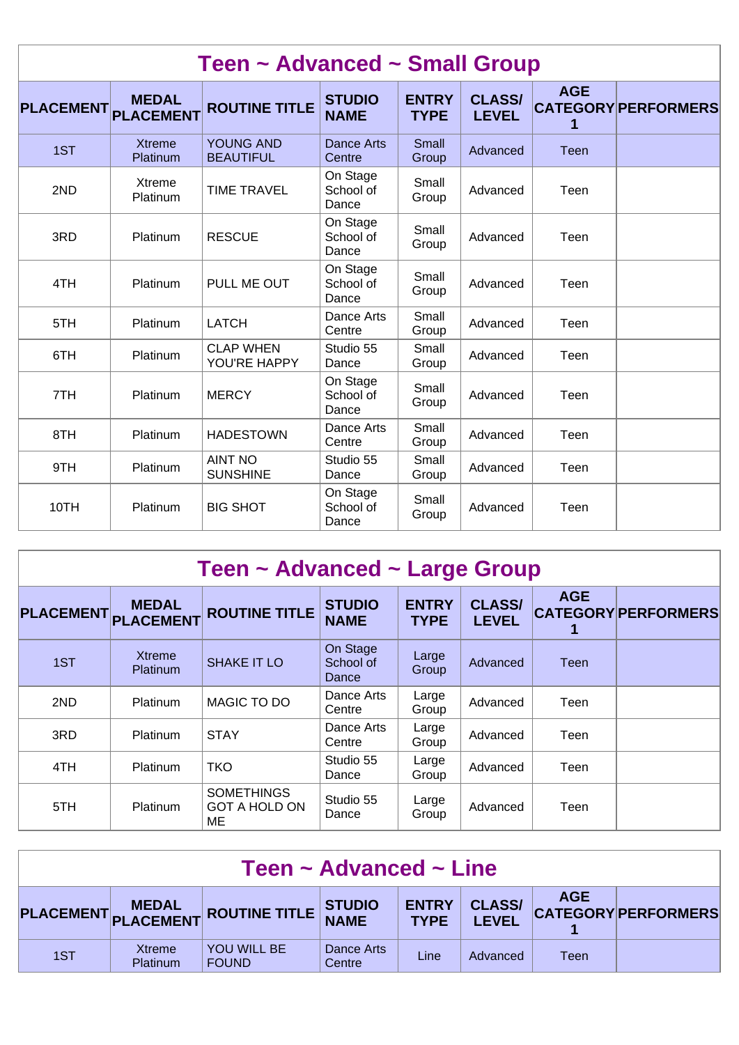## Teen ~ Advanced ~ Small Group

| PLACEMENT | MEDAL PLACEMENT | ROUTINE TITLE | STUDIO NAME | ENTRY TYPE | CLASS/ LEVEL | AGE CATEGORY 1 | PERFORMERS |
|---|---|---|---|---|---|---|---|
| 1ST | Xtreme Platinum | YOUNG AND BEAUTIFUL | Dance Arts Centre | Small Group | Advanced | Teen | |
| 2ND | Xtreme Platinum | TIME TRAVEL | On Stage School of Dance | Small Group | Advanced | Teen | |
| 3RD | Platinum | RESCUE | On Stage School of Dance | Small Group | Advanced | Teen | |
| 4TH | Platinum | PULL ME OUT | On Stage School of Dance | Small Group | Advanced | Teen | |
| 5TH | Platinum | LATCH | Dance Arts Centre | Small Group | Advanced | Teen | |
| 6TH | Platinum | CLAP WHEN YOU'RE HAPPY | Studio 55 Dance | Small Group | Advanced | Teen | |
| 7TH | Platinum | MERCY | On Stage School of Dance | Small Group | Advanced | Teen | |
| 8TH | Platinum | HADESTOWN | Dance Arts Centre | Small Group | Advanced | Teen | |
| 9TH | Platinum | AINT NO SUNSHINE | Studio 55 Dance | Small Group | Advanced | Teen | |
| 10TH | Platinum | BIG SHOT | On Stage School of Dance | Small Group | Advanced | Teen | |

## Teen ~ Advanced ~ Large Group

| PLACEMENT | MEDAL PLACEMENT | ROUTINE TITLE | STUDIO NAME | ENTRY TYPE | CLASS/ LEVEL | AGE CATEGORY 1 | PERFORMERS |
|---|---|---|---|---|---|---|---|
| 1ST | Xtreme Platinum | SHAKE IT LO | On Stage School of Dance | Large Group | Advanced | Teen | |
| 2ND | Platinum | MAGIC TO DO | Dance Arts Centre | Large Group | Advanced | Teen | |
| 3RD | Platinum | STAY | Dance Arts Centre | Large Group | Advanced | Teen | |
| 4TH | Platinum | TKO | Studio 55 Dance | Large Group | Advanced | Teen | |
| 5TH | Platinum | SOMETHINGS GOT A HOLD ON ME | Studio 55 Dance | Large Group | Advanced | Teen | |

## Teen ~ Advanced ~ Line

| PLACEMENT | MEDAL PLACEMENT | ROUTINE TITLE | STUDIO NAME | ENTRY TYPE | CLASS/ LEVEL | AGE CATEGORY 1 | PERFORMERS |
|---|---|---|---|---|---|---|---|
| 1ST | Xtreme Platinum | YOU WILL BE FOUND | Dance Arts Centre | Line | Advanced | Teen | |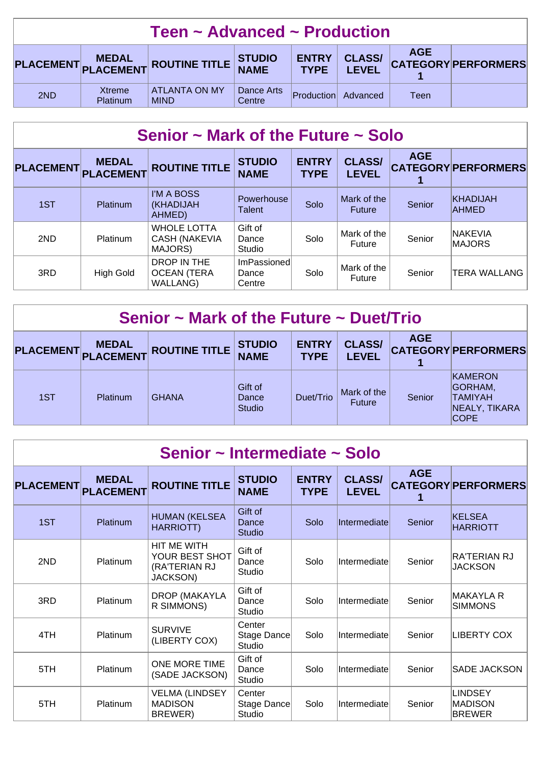## Teen ~ Advanced ~ Production

| PLACEMENT | MEDAL PLACEMENT | ROUTINE TITLE | STUDIO NAME | ENTRY TYPE | CLASS/ LEVEL | AGE CATEGORY 1 | PERFORMERS |
|---|---|---|---|---|---|---|---|
| 2ND | Xtreme Platinum | ATLANTA ON MY MIND | Dance Arts Centre | Production | Advanced | Teen | |

## Senior ~ Mark of the Future ~ Solo

| PLACEMENT | MEDAL PLACEMENT | ROUTINE TITLE | STUDIO NAME | ENTRY TYPE | CLASS/ LEVEL | AGE CATEGORY 1 | PERFORMERS |
|---|---|---|---|---|---|---|---|
| 1ST | Platinum | I'M A BOSS (KHADIJAH AHMED) | Powerhouse Talent | Solo | Mark of the Future | Senior | KHADIJAH AHMED |
| 2ND | Platinum | WHOLE LOTTA CASH (NAKEVIA MAJORS) | Gift of Dance Studio | Solo | Mark of the Future | Senior | NAKEVIA MAJORS |
| 3RD | High Gold | DROP IN THE OCEAN (TERA WALLANG) | ImPassioned Dance Centre | Solo | Mark of the Future | Senior | TERA WALLANG |

## Senior ~ Mark of the Future ~ Duet/Trio

| PLACEMENT | MEDAL PLACEMENT | ROUTINE TITLE | STUDIO NAME | ENTRY TYPE | CLASS/ LEVEL | AGE CATEGORY 1 | PERFORMERS |
|---|---|---|---|---|---|---|---|
| 1ST | Platinum | GHANA | Gift of Dance Studio | Duet/Trio | Mark of the Future | Senior | KAMERON GORHAM, TAMIYAH NEALY, TIKARA COPE |

## Senior ~ Intermediate ~ Solo

| PLACEMENT | MEDAL PLACEMENT | ROUTINE TITLE | STUDIO NAME | ENTRY TYPE | CLASS/ LEVEL | AGE CATEGORY 1 | PERFORMERS |
|---|---|---|---|---|---|---|---|
| 1ST | Platinum | HUMAN (KELSEA HARRIOTT) | Gift of Dance Studio | Solo | Intermediate | Senior | KELSEA HARRIOTT |
| 2ND | Platinum | HIT ME WITH YOUR BEST SHOT (RA'TERIAN RJ JACKSON) | Gift of Dance Studio | Solo | Intermediate | Senior | RA'TERIAN RJ JACKSON |
| 3RD | Platinum | DROP (MAKAYLA R SIMMONS) | Gift of Dance Studio | Solo | Intermediate | Senior | MAKAYLA R SIMMONS |
| 4TH | Platinum | SURVIVE (LIBERTY COX) | Center Stage Dance Studio | Solo | Intermediate | Senior | LIBERTY COX |
| 5TH | Platinum | ONE MORE TIME (SADE JACKSON) | Gift of Dance Studio | Solo | Intermediate | Senior | SADE JACKSON |
| 5TH | Platinum | VELMA (LINDSEY MADISON BREWER) | Center Stage Dance Studio | Solo | Intermediate | Senior | LINDSEY MADISON BREWER |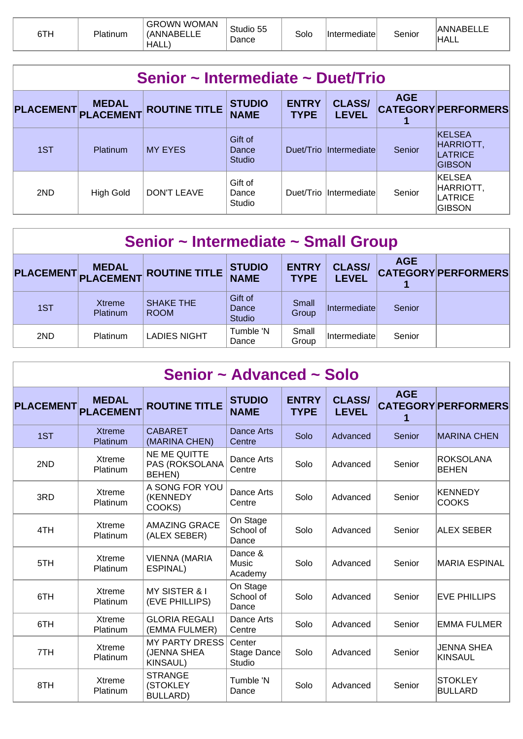| 6TH | Platinum | GROWN WOMAN (ANNABELLE HALL) | Studio 55 Dance | Solo | Intermediate | Senior | ANNABELLE HALL |
|---|---|---|---|---|---|---|---|

## Senior ~ Intermediate ~ Duet/Trio

| PLACEMENT | MEDAL PLACEMENT | ROUTINE TITLE | STUDIO NAME | ENTRY TYPE | CLASS/ LEVEL | AGE CATEGORY 1 | PERFORMERS |
|---|---|---|---|---|---|---|---|
| 1ST | Platinum | MY EYES | Gift of Dance Studio | Duet/Trio | Intermediate | Senior | KELSEA HARRIOTT, LATRICE GIBSON |
| 2ND | High Gold | DON'T LEAVE | Gift of Dance Studio | Duet/Trio | Intermediate | Senior | KELSEA HARRIOTT, LATRICE GIBSON |

## Senior ~ Intermediate ~ Small Group

| PLACEMENT | MEDAL PLACEMENT | ROUTINE TITLE | STUDIO NAME | ENTRY TYPE | CLASS/ LEVEL | AGE CATEGORY 1 | PERFORMERS |
|---|---|---|---|---|---|---|---|
| 1ST | Xtreme Platinum | SHAKE THE ROOM | Gift of Dance Studio | Small Group | Intermediate | Senior | |
| 2ND | Platinum | LADIES NIGHT | Tumble 'N Dance | Small Group | Intermediate | Senior | |

## Senior ~ Advanced ~ Solo

| PLACEMENT | MEDAL PLACEMENT | ROUTINE TITLE | STUDIO NAME | ENTRY TYPE | CLASS/ LEVEL | AGE CATEGORY 1 | PERFORMERS |
|---|---|---|---|---|---|---|---|
| 1ST | Xtreme Platinum | CABARET (MARINA CHEN) | Dance Arts Centre | Solo | Advanced | Senior | MARINA CHEN |
| 2ND | Xtreme Platinum | NE ME QUITTE PAS (ROKSOLANA BEHEN) | Dance Arts Centre | Solo | Advanced | Senior | ROKSOLANA BEHEN |
| 3RD | Xtreme Platinum | A SONG FOR YOU (KENNEDY COOKS) | Dance Arts Centre | Solo | Advanced | Senior | KENNEDY COOKS |
| 4TH | Xtreme Platinum | AMAZING GRACE (ALEX SEBER) | On Stage School of Dance | Solo | Advanced | Senior | ALEX SEBER |
| 5TH | Xtreme Platinum | VIENNA (MARIA ESPINAL) | Dance & Music Academy | Solo | Advanced | Senior | MARIA ESPINAL |
| 6TH | Xtreme Platinum | MY SISTER & I (EVE PHILLIPS) | On Stage School of Dance | Solo | Advanced | Senior | EVE PHILLIPS |
| 6TH | Xtreme Platinum | GLORIA REGALI (EMMA FULMER) | Dance Arts Centre | Solo | Advanced | Senior | EMMA FULMER |
| 7TH | Xtreme Platinum | MY PARTY DRESS (JENNA SHEA KINSAUL) | Center Stage Dance Studio | Solo | Advanced | Senior | JENNA SHEA KINSAUL |
| 8TH | Xtreme Platinum | STRANGE (STOKLEY BULLARD) | Tumble 'N Dance | Solo | Advanced | Senior | STOKLEY BULLARD |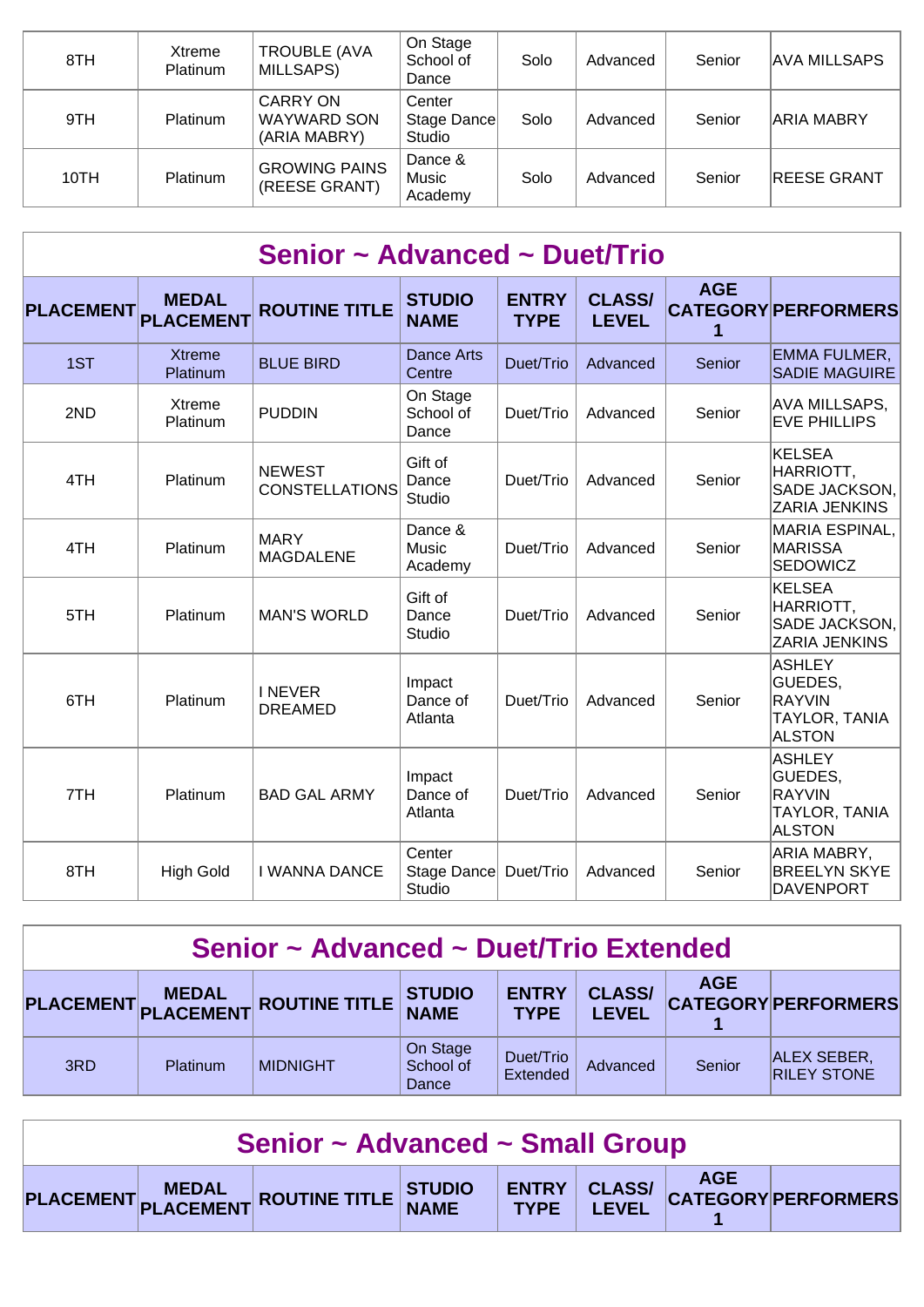| 8TH | Xtreme Platinum | TROUBLE (AVA MILLSAPS) | On Stage School of Dance | Solo | Advanced | Senior | AVA MILLSAPS |
|---|---|---|---|---|---|---|---|
| 9TH | Platinum | CARRY ON WAYWARD SON (ARIA MABRY) | Center Stage Dance Studio | Solo | Advanced | Senior | ARIA MABRY |
| 10TH | Platinum | GROWING PAINS (REESE GRANT) | Dance & Music Academy | Solo | Advanced | Senior | REESE GRANT |

## Senior ~ Advanced ~ Duet/Trio

| PLACEMENT | MEDAL PLACEMENT | ROUTINE TITLE | STUDIO NAME | ENTRY TYPE | CLASS/ LEVEL | AGE CATEGORY 1 | PERFORMERS |
|---|---|---|---|---|---|---|---|
| 1ST | Xtreme Platinum | BLUE BIRD | Dance Arts Centre | Duet/Trio | Advanced | Senior | EMMA FULMER, SADIE MAGUIRE |
| 2ND | Xtreme Platinum | PUDDIN | On Stage School of Dance | Duet/Trio | Advanced | Senior | AVA MILLSAPS, EVE PHILLIPS |
| 4TH | Platinum | NEWEST CONSTELLATIONS | Gift of Dance Studio | Duet/Trio | Advanced | Senior | KELSEA HARRIOTT, SADE JACKSON, ZARIA JENKINS |
| 4TH | Platinum | MARY MAGDALENE | Dance & Music Academy | Duet/Trio | Advanced | Senior | MARIA ESPINAL, MARISSA SEDOWICZ |
| 5TH | Platinum | MAN'S WORLD | Gift of Dance Studio | Duet/Trio | Advanced | Senior | KELSEA HARRIOTT, SADE JACKSON, ZARIA JENKINS |
| 6TH | Platinum | I NEVER DREAMED | Impact Dance of Atlanta | Duet/Trio | Advanced | Senior | ASHLEY GUEDES, RAYVIN TAYLOR, TANIA ALSTON |
| 7TH | Platinum | BAD GAL ARMY | Impact Dance of Atlanta | Duet/Trio | Advanced | Senior | ASHLEY GUEDES, RAYVIN TAYLOR, TANIA ALSTON |
| 8TH | High Gold | I WANNA DANCE | Center Stage Dance Studio | Duet/Trio | Advanced | Senior | ARIA MABRY, BREELYN SKYE DAVENPORT |

## Senior ~ Advanced ~ Duet/Trio Extended

| PLACEMENT | MEDAL PLACEMENT | ROUTINE TITLE | STUDIO NAME | ENTRY TYPE | CLASS/ LEVEL | AGE CATEGORY 1 | PERFORMERS |
|---|---|---|---|---|---|---|---|
| 3RD | Platinum | MIDNIGHT | On Stage School of Dance | Duet/Trio Extended | Advanced | Senior | ALEX SEBER, RILEY STONE |

## Senior ~ Advanced ~ Small Group

| PLACEMENT | MEDAL PLACEMENT | ROUTINE TITLE | STUDIO NAME | ENTRY TYPE | CLASS/ LEVEL | AGE CATEGORY 1 | PERFORMERS |
|---|---|---|---|---|---|---|---|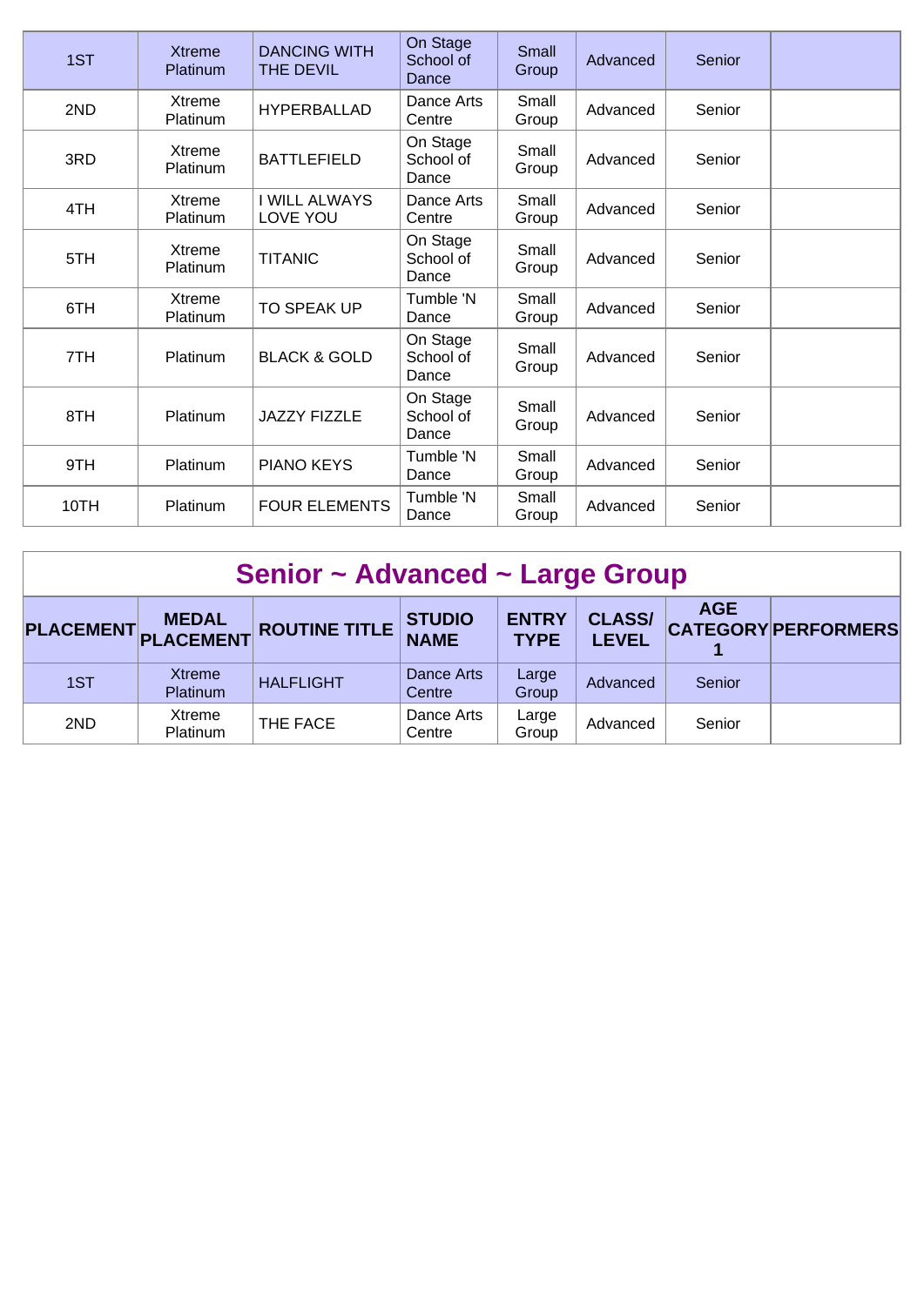| PLACEMENT | MEDAL PLACEMENT | ROUTINE TITLE | STUDIO NAME | ENTRY TYPE | CLASS/ LEVEL | AGE CATEGORY 1 | PERFORMERS |
|---|---|---|---|---|---|---|---|
| 1ST | Xtreme Platinum | DANCING WITH THE DEVIL | On Stage School of Dance | Small Group | Advanced | Senior | |
| 2ND | Xtreme Platinum | HYPERBALLAD | Dance Arts Centre | Small Group | Advanced | Senior | |
| 3RD | Xtreme Platinum | BATTLEFIELD | On Stage School of Dance | Small Group | Advanced | Senior | |
| 4TH | Xtreme Platinum | I WILL ALWAYS LOVE YOU | Dance Arts Centre | Small Group | Advanced | Senior | |
| 5TH | Xtreme Platinum | TITANIC | On Stage School of Dance | Small Group | Advanced | Senior | |
| 6TH | Xtreme Platinum | TO SPEAK UP | Tumble 'N Dance | Small Group | Advanced | Senior | |
| 7TH | Platinum | BLACK & GOLD | On Stage School of Dance | Small Group | Advanced | Senior | |
| 8TH | Platinum | JAZZY FIZZLE | On Stage School of Dance | Small Group | Advanced | Senior | |
| 9TH | Platinum | PIANO KEYS | Tumble 'N Dance | Small Group | Advanced | Senior | |
| 10TH | Platinum | FOUR ELEMENTS | Tumble 'N Dance | Small Group | Advanced | Senior | |

## Senior ~ Advanced ~ Large Group

| PLACEMENT | MEDAL PLACEMENT | ROUTINE TITLE | STUDIO NAME | ENTRY TYPE | CLASS/ LEVEL | AGE CATEGORY 1 | PERFORMERS |
|---|---|---|---|---|---|---|---|
| 1ST | Xtreme Platinum | HALFLIGHT | Dance Arts Centre | Large Group | Advanced | Senior | |
| 2ND | Xtreme Platinum | THE FACE | Dance Arts Centre | Large Group | Advanced | Senior | |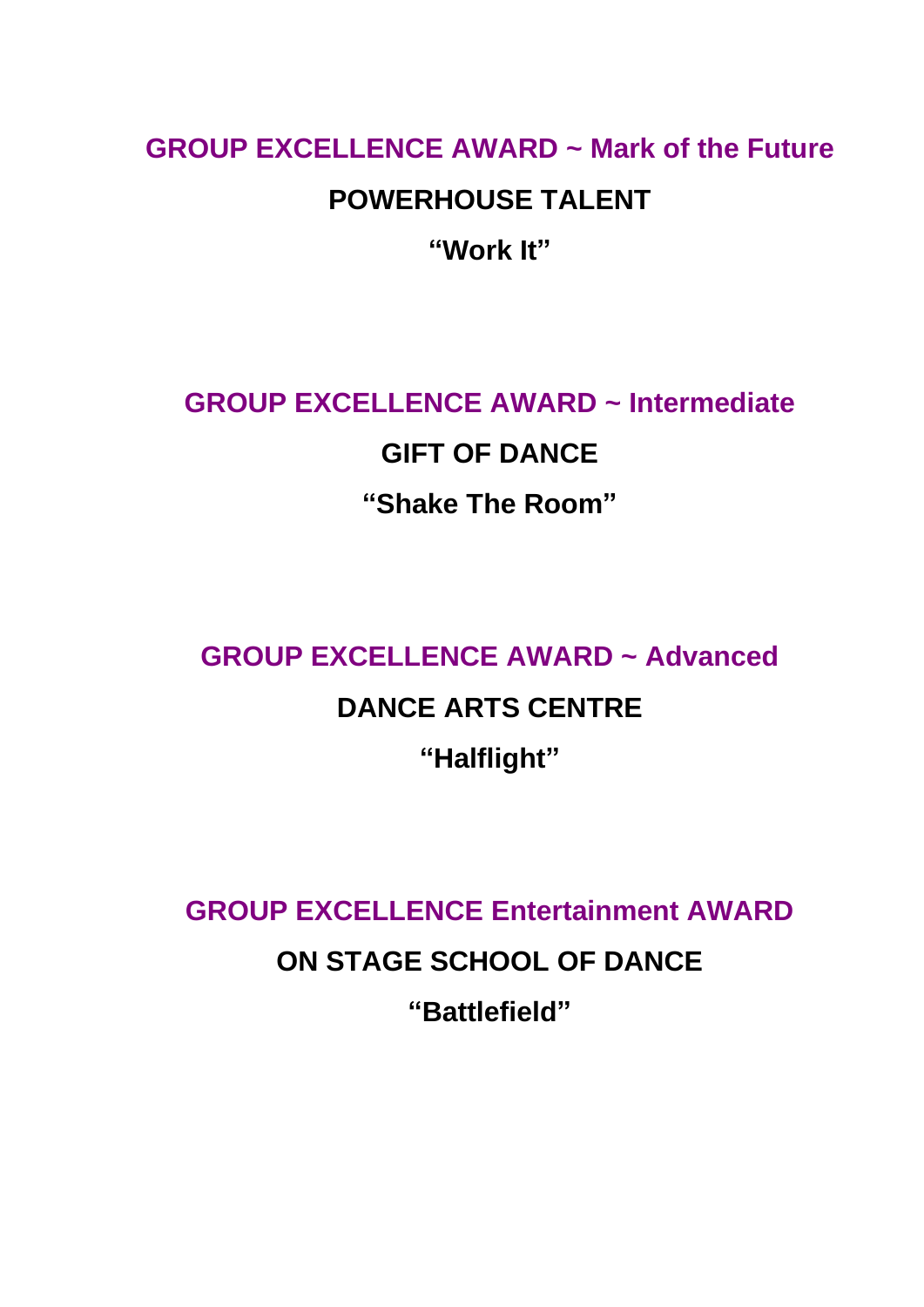## GROUP EXCELLENCE AWARD ~ Mark of the Future

**POWERHOUSE TALENT**

**"Work It"**

## GROUP EXCELLENCE AWARD ~ Intermediate

**GIFT OF DANCE**

**"Shake The Room"**

## GROUP EXCELLENCE AWARD ~ Advanced

**DANCE ARTS CENTRE**

**"Halflight"**

## GROUP EXCELLENCE Entertainment AWARD

**ON STAGE SCHOOL OF DANCE**

**"Battlefield"**